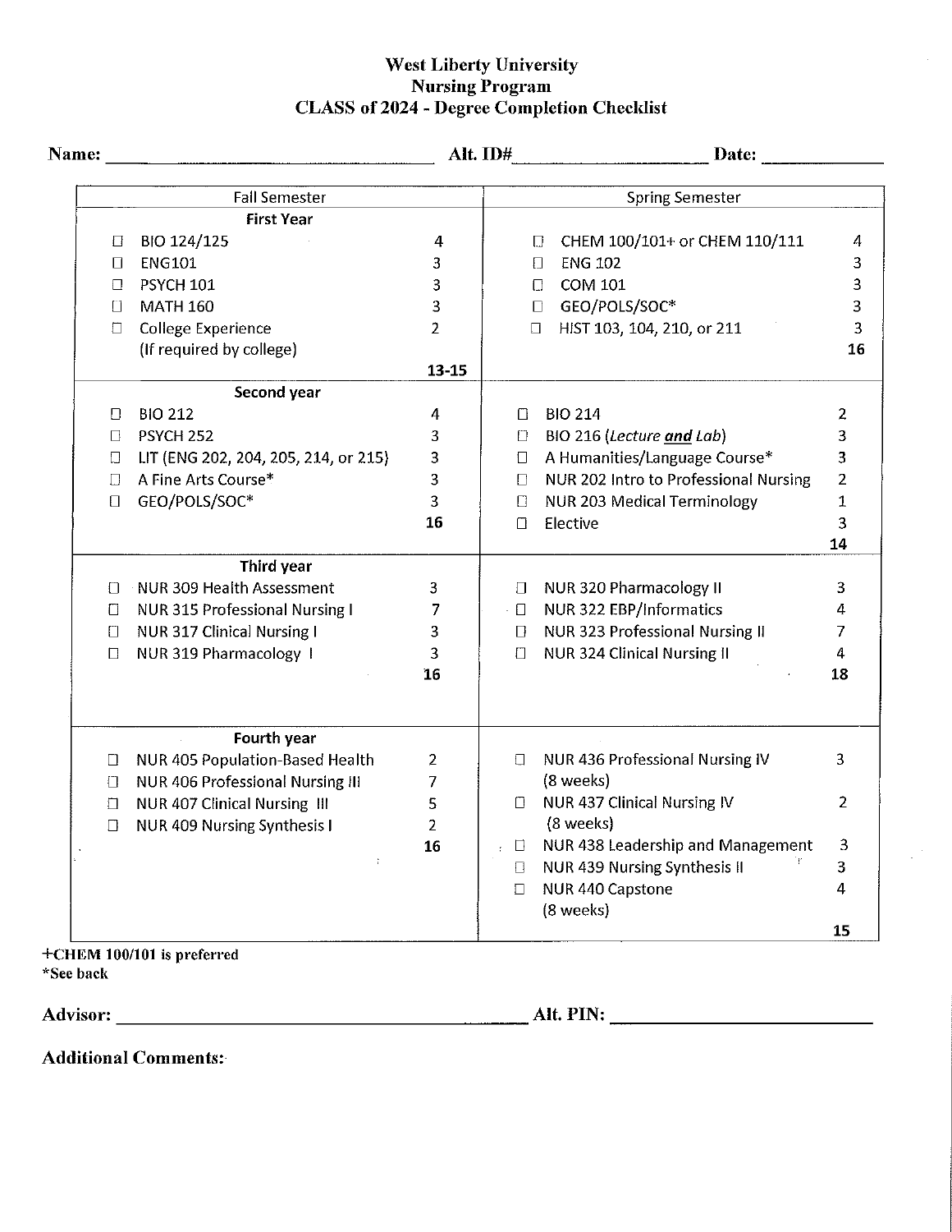# West Liberty University
## Nursing Program
## CLASS of 2024 - Degree Completion Checklist

**Name:** ______________________ **Alt. ID#** ______________________ **Date:** ____________

| Fall Semester | | Spring Semester | |
|---|---|---|---|
| **First Year** | | | |
| ☐ BIO 124/125 | 4 | ☐ CHEM 100/101+ or CHEM 110/111 | 4 |
| ☐ ENG101 | 3 | ☐ ENG 102 | 3 |
| ☐ PSYCH 101 | 3 | ☐ COM 101 | 3 |
| ☐ MATH 160 | 3 | ☐ GEO/POLS/SOC* | 3 |
| ☐ College Experience (If required by college) | 2 | ☐ HIST 103, 104, 210, or 211 | 3 |
| | **13-15** | | **16** |
| **Second year** | | | |
| ☐ BIO 212 | 4 | ☐ BIO 214 | 2 |
| ☐ PSYCH 252 | 3 | ☐ BIO 216 (*Lecture **and** Lab*) | 3 |
| ☐ LIT (ENG 202, 204, 205, 214, or 215) | 3 | ☐ A Humanities/Language Course* | 3 |
| ☐ A Fine Arts Course* | 3 | ☐ NUR 202 Intro to Professional Nursing | 2 |
| ☐ GEO/POLS/SOC* | 3 | ☐ NUR 203 Medical Terminology | 1 |
| | **16** | ☐ Elective | 3 |
| | | | **14** |
| **Third year** | | | |
| ☐ NUR 309 Health Assessment | 3 | ☐ NUR 320 Pharmacology II | 3 |
| ☐ NUR 315 Professional Nursing I | 7 | ☐ NUR 322 EBP/Informatics | 4 |
| ☐ NUR 317 Clinical Nursing I | 3 | ☐ NUR 323 Professional Nursing II | 7 |
| ☐ NUR 319 Pharmacology I | 3 | ☐ NUR 324 Clinical Nursing II | 4 |
| | **16** | | **18** |
| **Fourth year** | | | |
| ☐ NUR 405 Population-Based Health | 2 | ☐ NUR 436 Professional Nursing IV (8 weeks) | 3 |
| ☐ NUR 406 Professional Nursing III | 7 | ☐ NUR 437 Clinical Nursing IV (8 weeks) | 2 |
| ☐ NUR 407 Clinical Nursing III | 5 | ☐ NUR 438 Leadership and Management | 3 |
| ☐ NUR 409 Nursing Synthesis I | 2 | ☐ NUR 439 Nursing Synthesis II | 3 |
| | **16** | ☐ NUR 440 Capstone (8 weeks) | 4 |
| | | | **15** |

**+CHEM 100/101 is preferred**
**\*See back**

**Advisor:** ______________________ **Alt. PIN:** ______________________

**Additional Comments:**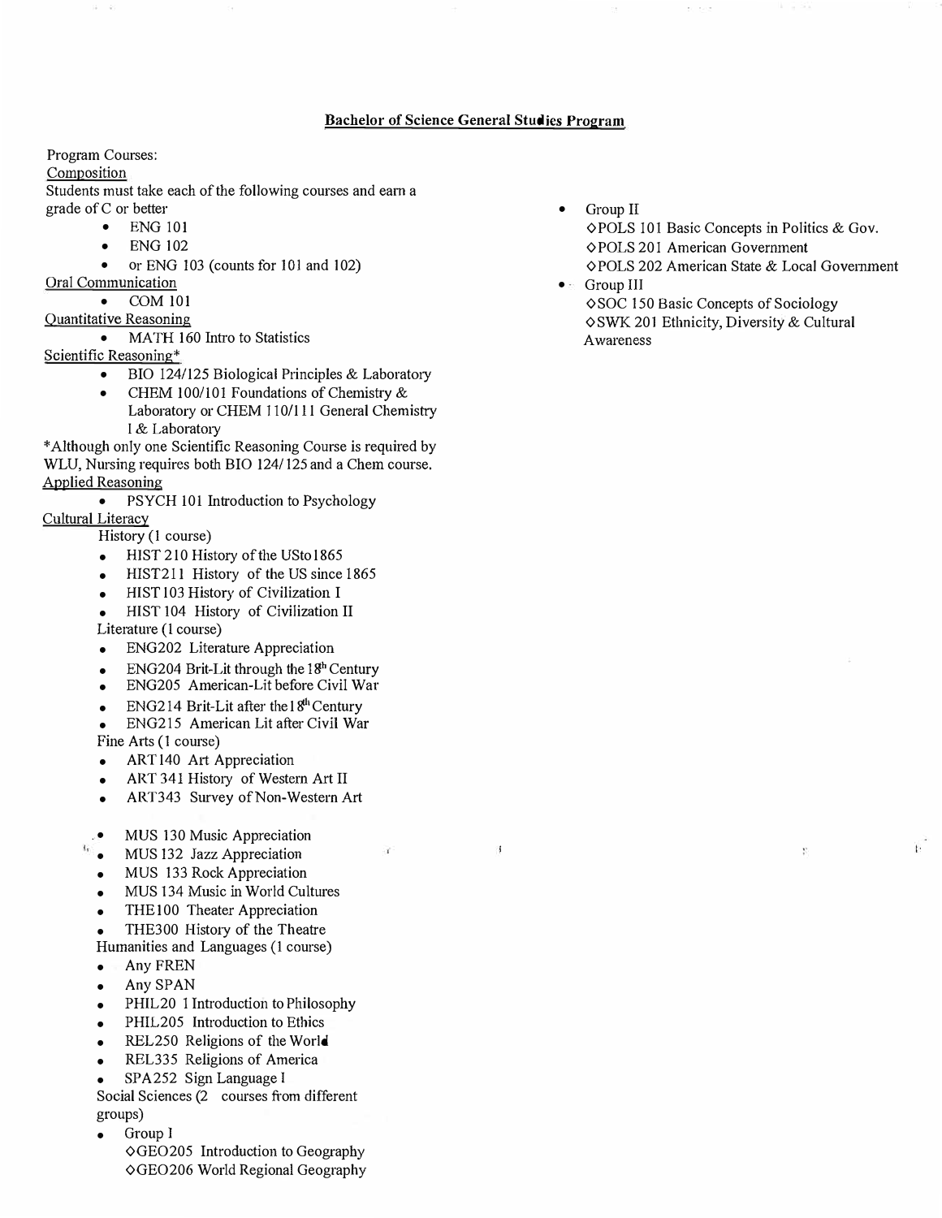## Bachelor of Science General Studies Program

Program Courses:

Composition

Students must take each of the following courses and earn a grade of C or better

- ENG 101
- ENG 102
- or ENG 103 (counts for 101 and 102)

Oral Communication

- COM 101

Quantitative Reasoning

- MATH 160 Intro to Statistics

Scientific Reasoning*

- BIO 124/125 Biological Principles & Laboratory
- CHEM 100/101 Foundations of Chemistry & Laboratory or CHEM 110/111 General Chemistry I & Laboratory

*Although only one Scientific Reasoning Course is required by WLU, Nursing requires both BIO 124/125 and a Chem course.

Applied Reasoning

- PSYCH 101 Introduction to Psychology

Cultural Literacy

History (1 course)

- HIST 210 History of the USto1865
- HIST211 History of the US since 1865
- HIST 103 History of Civilization I
- HIST 104 History of Civilization II

Literature (1 course)

- ENG202 Literature Appreciation
- ENG204 Brit-Lit through the 18th Century
- ENG205 American-Lit before Civil War
- ENG214 Brit-Lit after the 18th Century
- ENG215 American Lit after Civil War

Fine Arts (1 course)

- ART140 Art Appreciation
- ART 341 History of Western Art II
- ART343 Survey of Non-Western Art
- MUS 130 Music Appreciation
- MUS 132 Jazz Appreciation
- MUS 133 Rock Appreciation
- MUS 134 Music in World Cultures
- THE100 Theater Appreciation
- THE300 History of the Theatre

Humanities and Languages (1 course)

- Any FREN
- Any SPAN
- PHIL20 1 Introduction to Philosophy
- PHIL205 Introduction to Ethics
- REL250 Religions of the World
- REL335 Religions of America
- SPA252 Sign Language I

Social Sciences (2 courses from different groups)

- Group I
  - ◊GEO205 Introduction to Geography
  - ◊GEO206 World Regional Geography
- Group II
  - ◊POLS 101 Basic Concepts in Politics & Gov.
  - ◊POLS 201 American Government
  - ◊POLS 202 American State & Local Government
- Group III
  - ◊SOC 150 Basic Concepts of Sociology
  - ◊SWK 201 Ethnicity, Diversity & Cultural Awareness